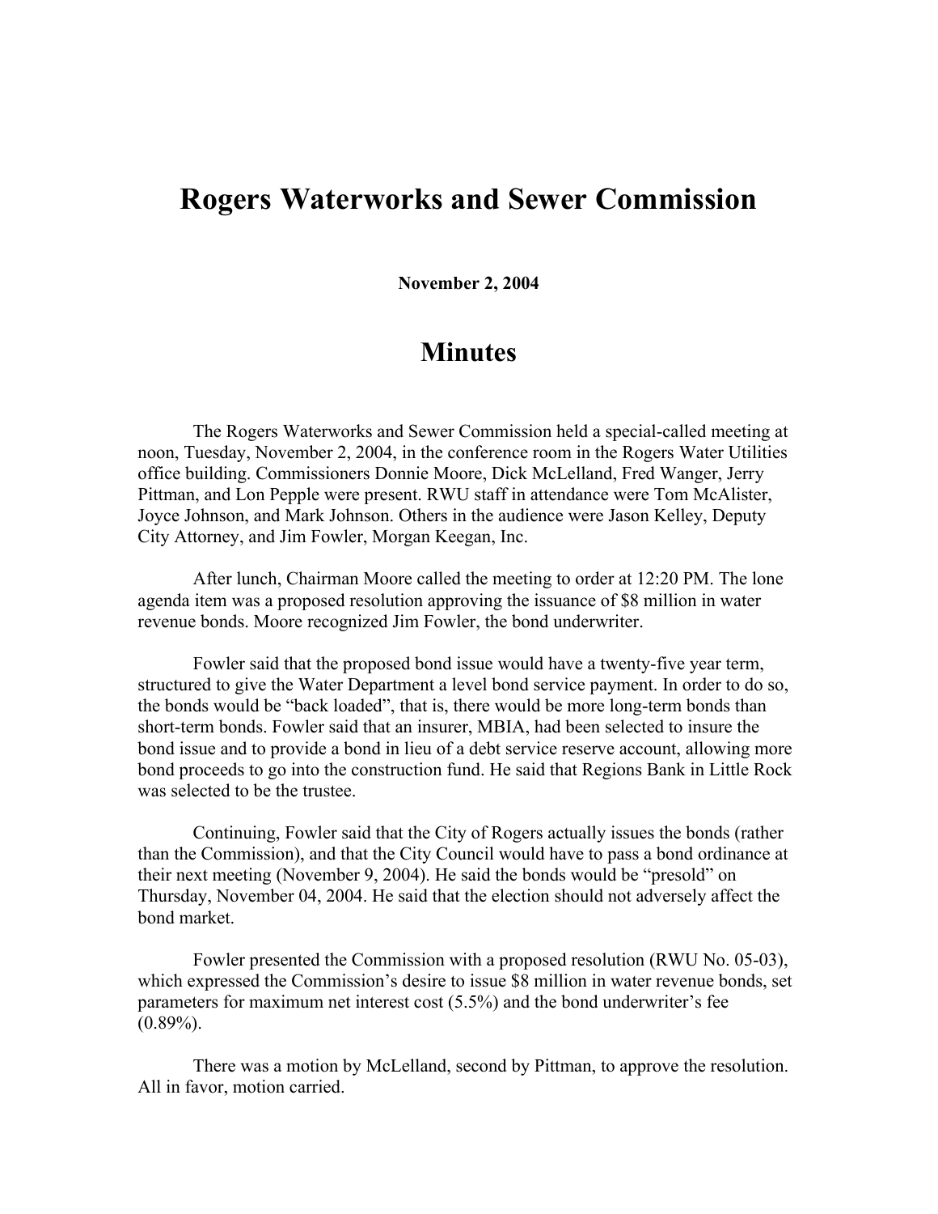# Rogers Waterworks and Sewer Commission

**November 2, 2004**

## Minutes

The Rogers Waterworks and Sewer Commission held a special-called meeting at noon, Tuesday, November 2, 2004, in the conference room in the Rogers Water Utilities office building. Commissioners Donnie Moore, Dick McLelland, Fred Wanger, Jerry Pittman, and Lon Pepple were present. RWU staff in attendance were Tom McAlister, Joyce Johnson, and Mark Johnson. Others in the audience were Jason Kelley, Deputy City Attorney, and Jim Fowler, Morgan Keegan, Inc.

After lunch, Chairman Moore called the meeting to order at 12:20 PM. The lone agenda item was a proposed resolution approving the issuance of $8 million in water revenue bonds. Moore recognized Jim Fowler, the bond underwriter.

Fowler said that the proposed bond issue would have a twenty-five year term, structured to give the Water Department a level bond service payment. In order to do so, the bonds would be "back loaded", that is, there would be more long-term bonds than short-term bonds. Fowler said that an insurer, MBIA, had been selected to insure the bond issue and to provide a bond in lieu of a debt service reserve account, allowing more bond proceeds to go into the construction fund. He said that Regions Bank in Little Rock was selected to be the trustee.

Continuing, Fowler said that the City of Rogers actually issues the bonds (rather than the Commission), and that the City Council would have to pass a bond ordinance at their next meeting (November 9, 2004). He said the bonds would be "presold" on Thursday, November 04, 2004. He said that the election should not adversely affect the bond market.

Fowler presented the Commission with a proposed resolution (RWU No. 05-03), which expressed the Commission's desire to issue $8 million in water revenue bonds, set parameters for maximum net interest cost (5.5%) and the bond underwriter's fee (0.89%).

There was a motion by McLelland, second by Pittman, to approve the resolution. All in favor, motion carried.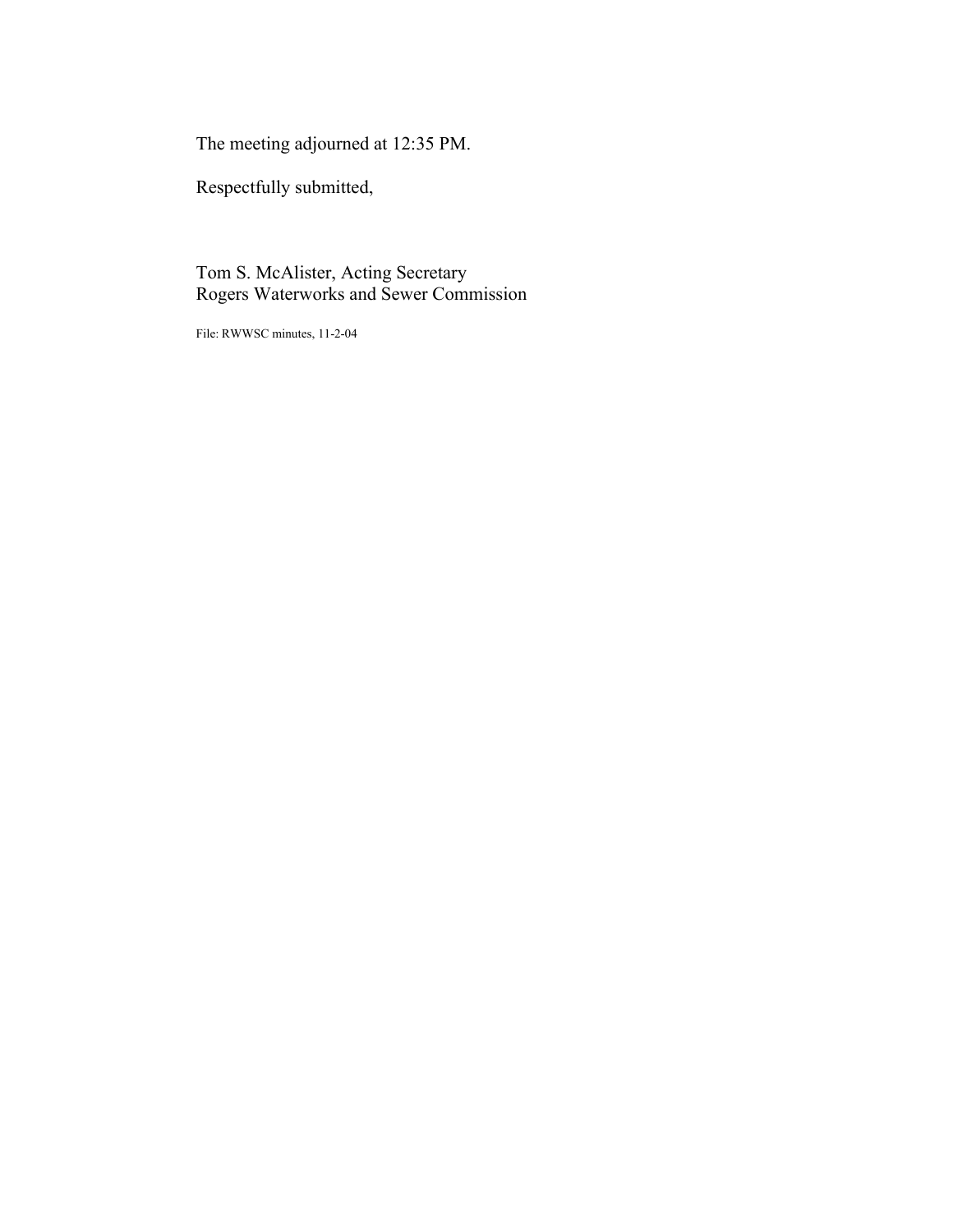The meeting adjourned at 12:35 PM.

Respectfully submitted,

Tom S. McAlister, Acting Secretary
Rogers Waterworks and Sewer Commission

File: RWWSC minutes, 11-2-04